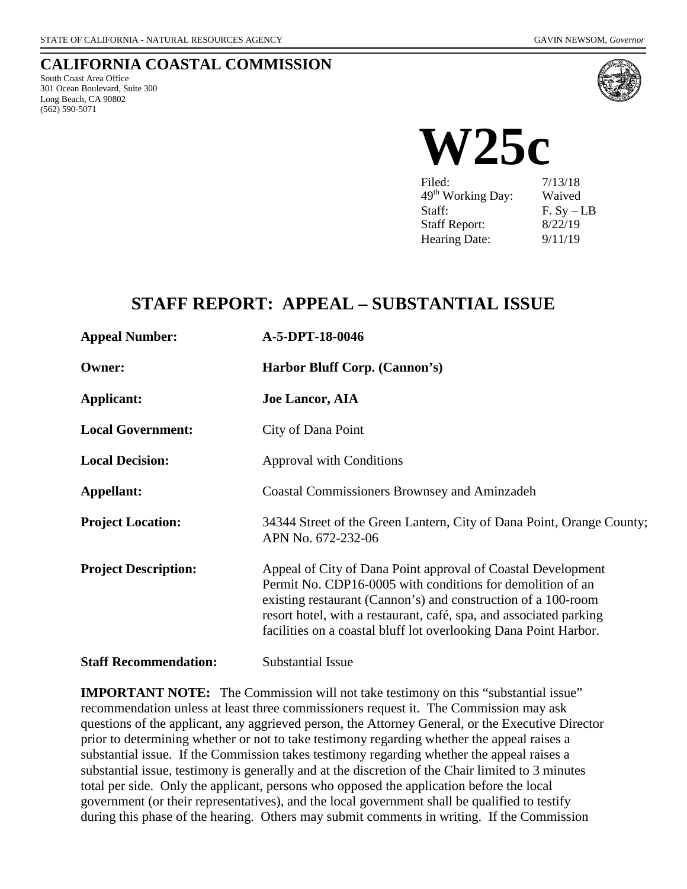STATE OF CALIFORNIA - NATURAL RESOURCES AGENCY GAVIN NEWSOM, *Governor*

# CALIFORNIA COASTAL COMMISSION

South Coast Area Office
301 Ocean Boulevard, Suite 300
Long Beach, CA 90802
(562) 590-5071

# W25c

| | |
|---|---|
| Filed: | 7/13/18 |
| 49th Working Day: | Waived |
| Staff: | F. Sy – LB |
| Staff Report: | 8/22/19 |
| Hearing Date: | 9/11/19 |

## STAFF REPORT: APPEAL – SUBSTANTIAL ISSUE

| | |
|---|---|
| **Appeal Number:** | **A-5-DPT-18-0046** |
| **Owner:** | **Harbor Bluff Corp. (Cannon's)** |
| **Applicant:** | **Joe Lancor, AIA** |
| **Local Government:** | City of Dana Point |
| **Local Decision:** | Approval with Conditions |
| **Appellant:** | Coastal Commissioners Brownsey and Aminzadeh |
| **Project Location:** | 34344 Street of the Green Lantern, City of Dana Point, Orange County; APN No. 672-232-06 |
| **Project Description:** | Appeal of City of Dana Point approval of Coastal Development Permit No. CDP16-0005 with conditions for demolition of an existing restaurant (Cannon's) and construction of a 100-room resort hotel, with a restaurant, café, spa, and associated parking facilities on a coastal bluff lot overlooking Dana Point Harbor. |
| **Staff Recommendation:** | Substantial Issue |

**IMPORTANT NOTE:** The Commission will not take testimony on this "substantial issue" recommendation unless at least three commissioners request it. The Commission may ask questions of the applicant, any aggrieved person, the Attorney General, or the Executive Director prior to determining whether or not to take testimony regarding whether the appeal raises a substantial issue. If the Commission takes testimony regarding whether the appeal raises a substantial issue, testimony is generally and at the discretion of the Chair limited to 3 minutes total per side. Only the applicant, persons who opposed the application before the local government (or their representatives), and the local government shall be qualified to testify during this phase of the hearing. Others may submit comments in writing. If the Commission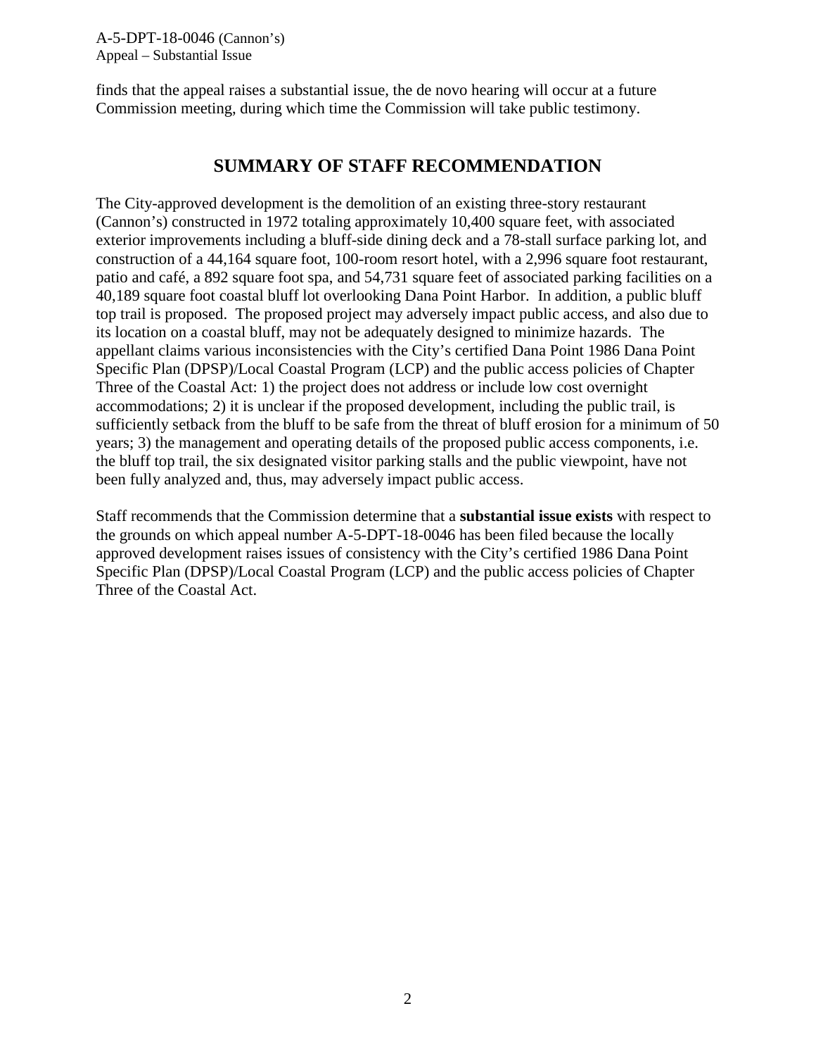finds that the appeal raises a substantial issue, the de novo hearing will occur at a future Commission meeting, during which time the Commission will take public testimony.

## SUMMARY OF STAFF RECOMMENDATION

The City-approved development is the demolition of an existing three-story restaurant (Cannon's) constructed in 1972 totaling approximately 10,400 square feet, with associated exterior improvements including a bluff-side dining deck and a 78-stall surface parking lot, and construction of a 44,164 square foot, 100-room resort hotel, with a 2,996 square foot restaurant, patio and café, a 892 square foot spa, and 54,731 square feet of associated parking facilities on a 40,189 square foot coastal bluff lot overlooking Dana Point Harbor. In addition, a public bluff top trail is proposed. The proposed project may adversely impact public access, and also due to its location on a coastal bluff, may not be adequately designed to minimize hazards. The appellant claims various inconsistencies with the City's certified Dana Point 1986 Dana Point Specific Plan (DPSP)/Local Coastal Program (LCP) and the public access policies of Chapter Three of the Coastal Act: 1) the project does not address or include low cost overnight accommodations; 2) it is unclear if the proposed development, including the public trail, is sufficiently setback from the bluff to be safe from the threat of bluff erosion for a minimum of 50 years; 3) the management and operating details of the proposed public access components, i.e. the bluff top trail, the six designated visitor parking stalls and the public viewpoint, have not been fully analyzed and, thus, may adversely impact public access.

Staff recommends that the Commission determine that a **substantial issue exists** with respect to the grounds on which appeal number A-5-DPT-18-0046 has been filed because the locally approved development raises issues of consistency with the City's certified 1986 Dana Point Specific Plan (DPSP)/Local Coastal Program (LCP) and the public access policies of Chapter Three of the Coastal Act.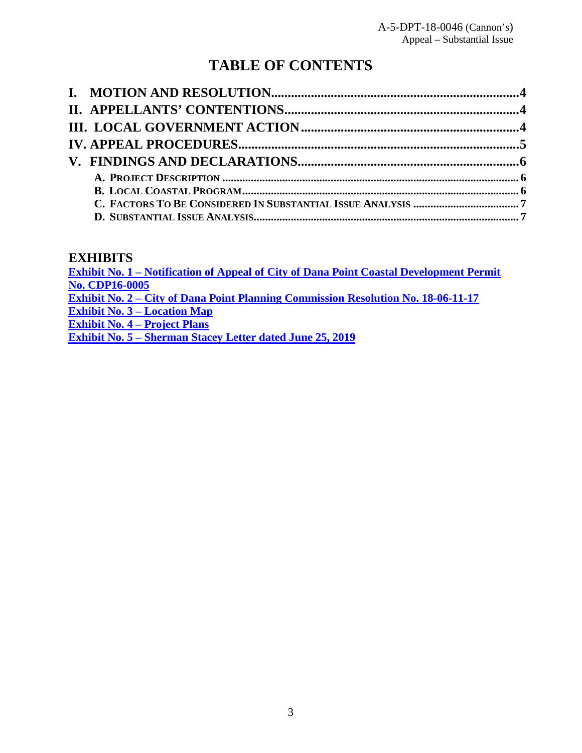# TABLE OF CONTENTS

**I. MOTION AND RESOLUTION** ........................................................................ **4**
**II. APPELLANTS' CONTENTIONS** ...................................................................... **4**
**III. LOCAL GOVERNMENT ACTION** .................................................................. **4**
**IV. APPEAL PROCEDURES** .................................................................................. **5**
**V. FINDINGS AND DECLARATIONS** .................................................................. **6**

- **A. PROJECT DESCRIPTION** ........................................................................................ **6**
- **B. LOCAL COASTAL PROGRAM** ................................................................................ **6**
- **C. FACTORS TO BE CONSIDERED IN SUBSTANTIAL ISSUE ANALYSIS** ..................................... **7**
- **D. SUBSTANTIAL ISSUE ANALYSIS** ........................................................................... **7**

## EXHIBITS

**Exhibit No. 1 – Notification of Appeal of City of Dana Point Coastal Development Permit No. CDP16-0005**
**Exhibit No. 2 – City of Dana Point Planning Commission Resolution No. 18-06-11-17**
**Exhibit No. 3 – Location Map**
**Exhibit No. 4 – Project Plans**
**Exhibit No. 5 – Sherman Stacey Letter dated June 25, 2019**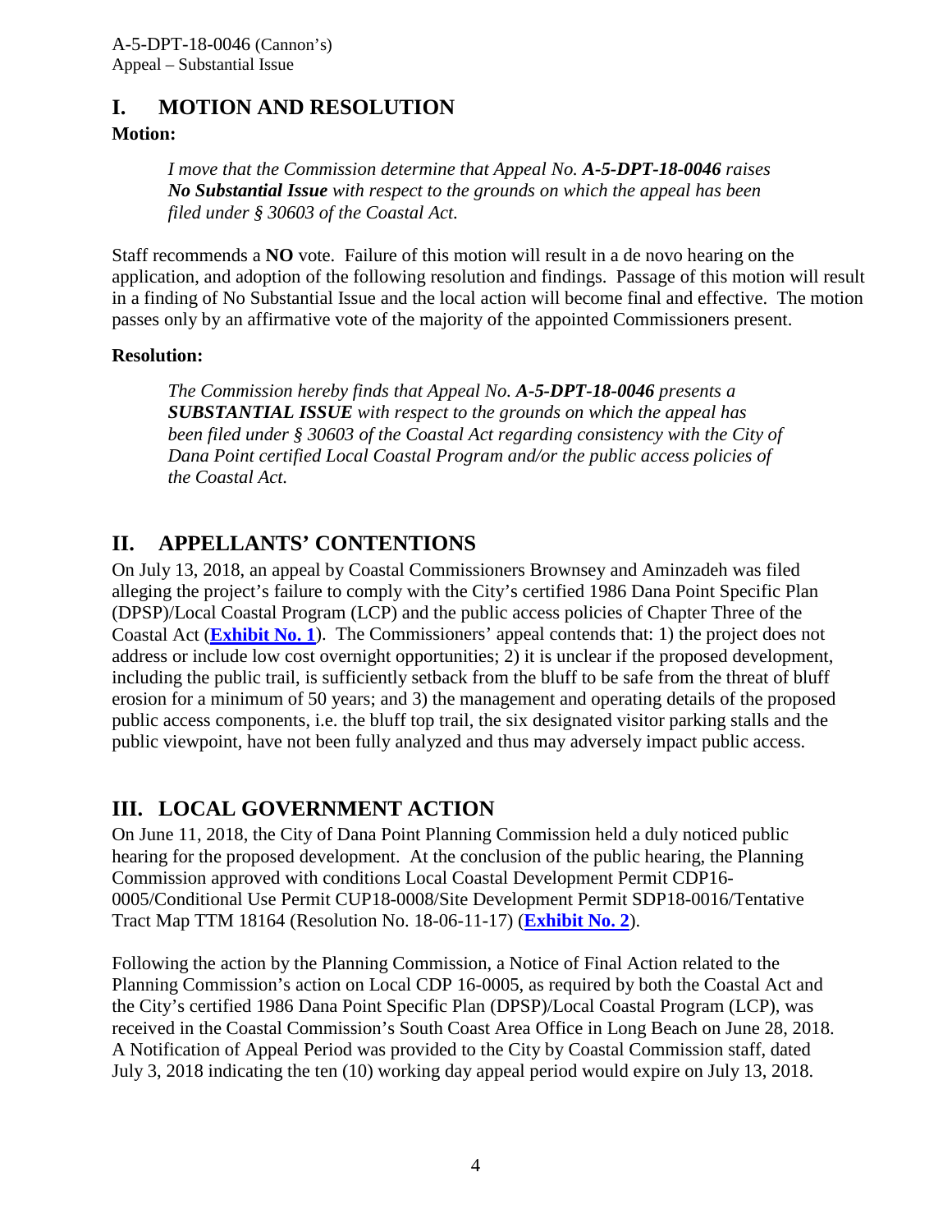## I. MOTION AND RESOLUTION

**Motion:**

> *I move that the Commission determine that Appeal No.* ***A-5-DPT-18-0046*** *raises* ***No Substantial Issue*** *with respect to the grounds on which the appeal has been filed under § 30603 of the Coastal Act.*

Staff recommends a **NO** vote. Failure of this motion will result in a de novo hearing on the application, and adoption of the following resolution and findings. Passage of this motion will result in a finding of No Substantial Issue and the local action will become final and effective. The motion passes only by an affirmative vote of the majority of the appointed Commissioners present.

**Resolution:**

> *The Commission hereby finds that Appeal No.* ***A-5-DPT-18-0046*** *presents a* ***SUBSTANTIAL ISSUE*** *with respect to the grounds on which the appeal has been filed under § 30603 of the Coastal Act regarding consistency with the City of Dana Point certified Local Coastal Program and/or the public access policies of the Coastal Act.*

## II. APPELLANTS' CONTENTIONS

On July 13, 2018, an appeal by Coastal Commissioners Brownsey and Aminzadeh was filed alleging the project's failure to comply with the City's certified 1986 Dana Point Specific Plan (DPSP)/Local Coastal Program (LCP) and the public access policies of Chapter Three of the Coastal Act (**Exhibit No. 1**). The Commissioners' appeal contends that: 1) the project does not address or include low cost overnight opportunities; 2) it is unclear if the proposed development, including the public trail, is sufficiently setback from the bluff to be safe from the threat of bluff erosion for a minimum of 50 years; and 3) the management and operating details of the proposed public access components, i.e. the bluff top trail, the six designated visitor parking stalls and the public viewpoint, have not been fully analyzed and thus may adversely impact public access.

## III. LOCAL GOVERNMENT ACTION

On June 11, 2018, the City of Dana Point Planning Commission held a duly noticed public hearing for the proposed development. At the conclusion of the public hearing, the Planning Commission approved with conditions Local Coastal Development Permit CDP16-0005/Conditional Use Permit CUP18-0008/Site Development Permit SDP18-0016/Tentative Tract Map TTM 18164 (Resolution No. 18-06-11-17) (**Exhibit No. 2**).

Following the action by the Planning Commission, a Notice of Final Action related to the Planning Commission's action on Local CDP 16-0005, as required by both the Coastal Act and the City's certified 1986 Dana Point Specific Plan (DPSP)/Local Coastal Program (LCP), was received in the Coastal Commission's South Coast Area Office in Long Beach on June 28, 2018. A Notification of Appeal Period was provided to the City by Coastal Commission staff, dated July 3, 2018 indicating the ten (10) working day appeal period would expire on July 13, 2018.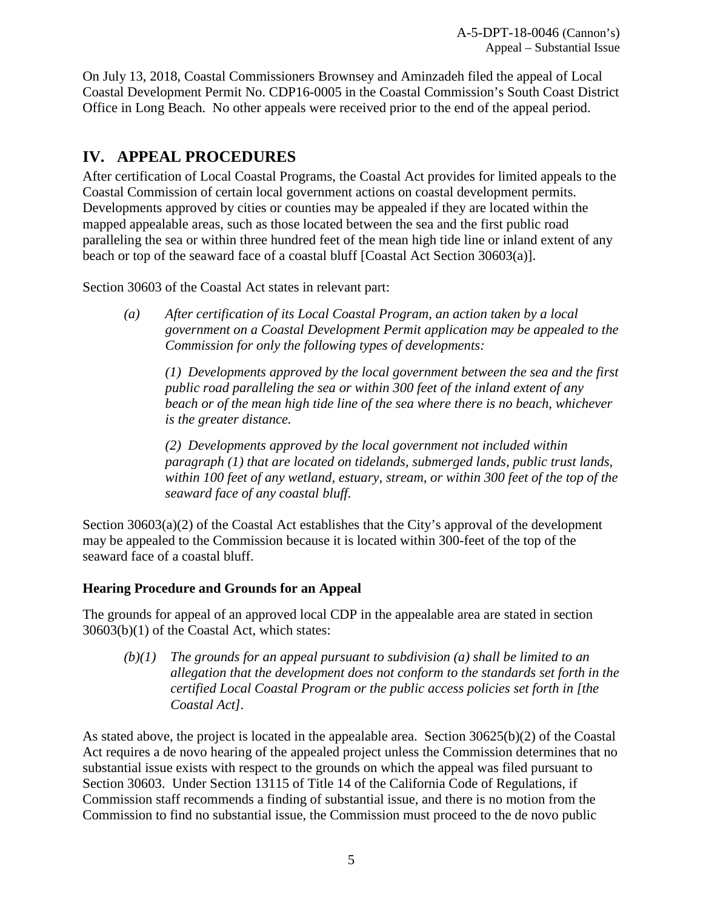On July 13, 2018, Coastal Commissioners Brownsey and Aminzadeh filed the appeal of Local Coastal Development Permit No. CDP16-0005 in the Coastal Commission's South Coast District Office in Long Beach. No other appeals were received prior to the end of the appeal period.

## IV. APPEAL PROCEDURES

After certification of Local Coastal Programs, the Coastal Act provides for limited appeals to the Coastal Commission of certain local government actions on coastal development permits. Developments approved by cities or counties may be appealed if they are located within the mapped appealable areas, such as those located between the sea and the first public road paralleling the sea or within three hundred feet of the mean high tide line or inland extent of any beach or top of the seaward face of a coastal bluff [Coastal Act Section 30603(a)].

Section 30603 of the Coastal Act states in relevant part:

> *(a) After certification of its Local Coastal Program, an action taken by a local government on a Coastal Development Permit application may be appealed to the Commission for only the following types of developments:*
>
> *(1) Developments approved by the local government between the sea and the first public road paralleling the sea or within 300 feet of the inland extent of any beach or of the mean high tide line of the sea where there is no beach, whichever is the greater distance.*
>
> *(2) Developments approved by the local government not included within paragraph (1) that are located on tidelands, submerged lands, public trust lands, within 100 feet of any wetland, estuary, stream, or within 300 feet of the top of the seaward face of any coastal bluff.*

Section 30603(a)(2) of the Coastal Act establishes that the City's approval of the development may be appealed to the Commission because it is located within 300-feet of the top of the seaward face of a coastal bluff.

### Hearing Procedure and Grounds for an Appeal

The grounds for appeal of an approved local CDP in the appealable area are stated in section 30603(b)(1) of the Coastal Act, which states:

> *(b)(1) The grounds for an appeal pursuant to subdivision (a) shall be limited to an allegation that the development does not conform to the standards set forth in the certified Local Coastal Program or the public access policies set forth in [the Coastal Act].*

As stated above, the project is located in the appealable area. Section 30625(b)(2) of the Coastal Act requires a de novo hearing of the appealed project unless the Commission determines that no substantial issue exists with respect to the grounds on which the appeal was filed pursuant to Section 30603. Under Section 13115 of Title 14 of the California Code of Regulations, if Commission staff recommends a finding of substantial issue, and there is no motion from the Commission to find no substantial issue, the Commission must proceed to the de novo public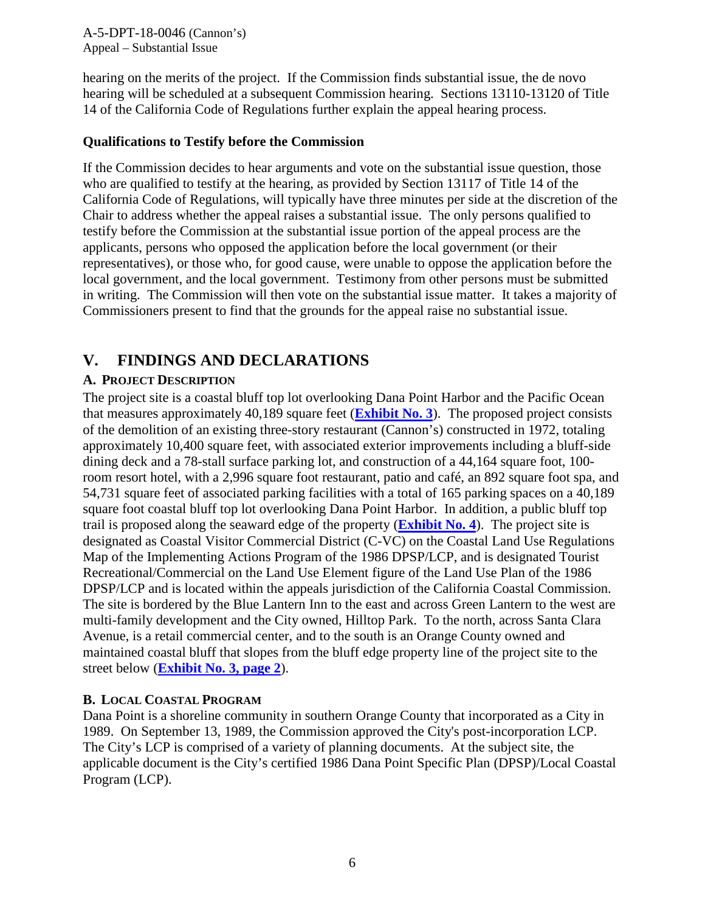hearing on the merits of the project. If the Commission finds substantial issue, the de novo hearing will be scheduled at a subsequent Commission hearing. Sections 13110-13120 of Title 14 of the California Code of Regulations further explain the appeal hearing process.

**Qualifications to Testify before the Commission**

If the Commission decides to hear arguments and vote on the substantial issue question, those who are qualified to testify at the hearing, as provided by Section 13117 of Title 14 of the California Code of Regulations, will typically have three minutes per side at the discretion of the Chair to address whether the appeal raises a substantial issue. The only persons qualified to testify before the Commission at the substantial issue portion of the appeal process are the applicants, persons who opposed the application before the local government (or their representatives), or those who, for good cause, were unable to oppose the application before the local government, and the local government. Testimony from other persons must be submitted in writing. The Commission will then vote on the substantial issue matter. It takes a majority of Commissioners present to find that the grounds for the appeal raise no substantial issue.

## V. FINDINGS AND DECLARATIONS

### A. PROJECT DESCRIPTION

The project site is a coastal bluff top lot overlooking Dana Point Harbor and the Pacific Ocean that measures approximately 40,189 square feet (**Exhibit No. 3**). The proposed project consists of the demolition of an existing three-story restaurant (Cannon's) constructed in 1972, totaling approximately 10,400 square feet, with associated exterior improvements including a bluff-side dining deck and a 78-stall surface parking lot, and construction of a 44,164 square foot, 100-room resort hotel, with a 2,996 square foot restaurant, patio and café, an 892 square foot spa, and 54,731 square feet of associated parking facilities with a total of 165 parking spaces on a 40,189 square foot coastal bluff top lot overlooking Dana Point Harbor. In addition, a public bluff top trail is proposed along the seaward edge of the property (**Exhibit No. 4**). The project site is designated as Coastal Visitor Commercial District (C-VC) on the Coastal Land Use Regulations Map of the Implementing Actions Program of the 1986 DPSP/LCP, and is designated Tourist Recreational/Commercial on the Land Use Element figure of the Land Use Plan of the 1986 DPSP/LCP and is located within the appeals jurisdiction of the California Coastal Commission. The site is bordered by the Blue Lantern Inn to the east and across Green Lantern to the west are multi-family development and the City owned, Hilltop Park. To the north, across Santa Clara Avenue, is a retail commercial center, and to the south is an Orange County owned and maintained coastal bluff that slopes from the bluff edge property line of the project site to the street below (**Exhibit No. 3, page 2**).

### B. LOCAL COASTAL PROGRAM

Dana Point is a shoreline community in southern Orange County that incorporated as a City in 1989. On September 13, 1989, the Commission approved the City's post-incorporation LCP. The City's LCP is comprised of a variety of planning documents. At the subject site, the applicable document is the City's certified 1986 Dana Point Specific Plan (DPSP)/Local Coastal Program (LCP).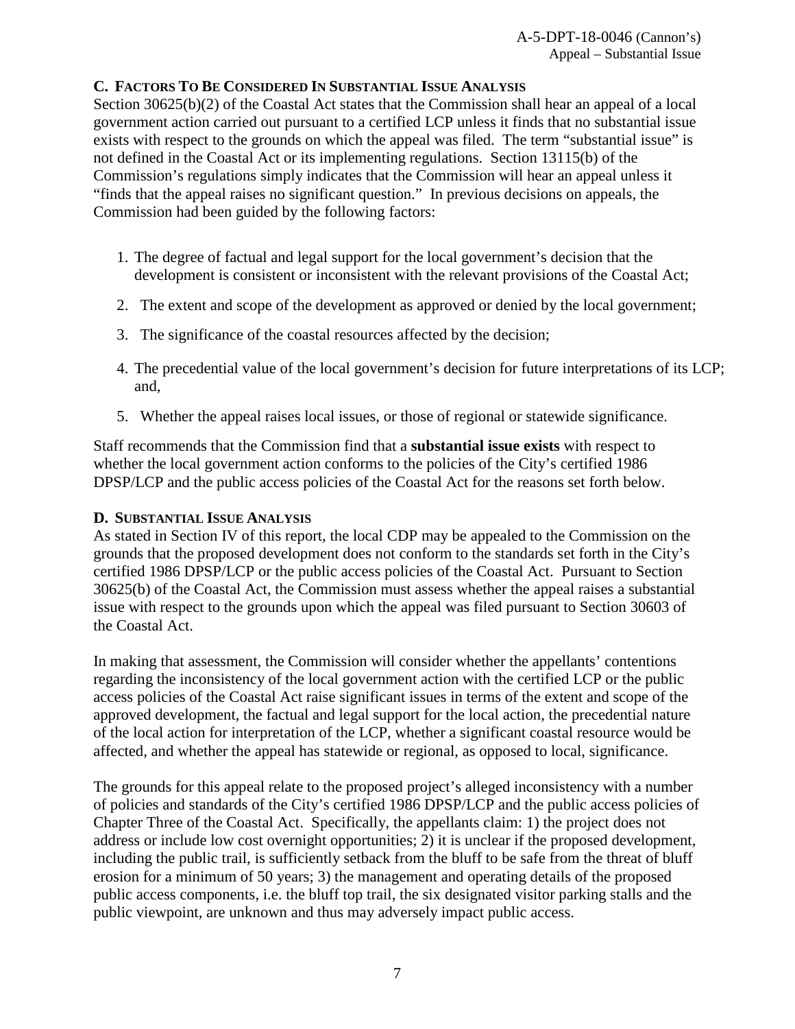### C. Factors To Be Considered In Substantial Issue Analysis

Section 30625(b)(2) of the Coastal Act states that the Commission shall hear an appeal of a local government action carried out pursuant to a certified LCP unless it finds that no substantial issue exists with respect to the grounds on which the appeal was filed. The term "substantial issue" is not defined in the Coastal Act or its implementing regulations. Section 13115(b) of the Commission's regulations simply indicates that the Commission will hear an appeal unless it "finds that the appeal raises no significant question." In previous decisions on appeals, the Commission had been guided by the following factors:

1. The degree of factual and legal support for the local government's decision that the development is consistent or inconsistent with the relevant provisions of the Coastal Act;
2. The extent and scope of the development as approved or denied by the local government;
3. The significance of the coastal resources affected by the decision;
4. The precedential value of the local government's decision for future interpretations of its LCP; and,
5. Whether the appeal raises local issues, or those of regional or statewide significance.

Staff recommends that the Commission find that a **substantial issue exists** with respect to whether the local government action conforms to the policies of the City's certified 1986 DPSP/LCP and the public access policies of the Coastal Act for the reasons set forth below.

### D. Substantial Issue Analysis

As stated in Section IV of this report, the local CDP may be appealed to the Commission on the grounds that the proposed development does not conform to the standards set forth in the City's certified 1986 DPSP/LCP or the public access policies of the Coastal Act. Pursuant to Section 30625(b) of the Coastal Act, the Commission must assess whether the appeal raises a substantial issue with respect to the grounds upon which the appeal was filed pursuant to Section 30603 of the Coastal Act.

In making that assessment, the Commission will consider whether the appellants' contentions regarding the inconsistency of the local government action with the certified LCP or the public access policies of the Coastal Act raise significant issues in terms of the extent and scope of the approved development, the factual and legal support for the local action, the precedential nature of the local action for interpretation of the LCP, whether a significant coastal resource would be affected, and whether the appeal has statewide or regional, as opposed to local, significance.

The grounds for this appeal relate to the proposed project's alleged inconsistency with a number of policies and standards of the City's certified 1986 DPSP/LCP and the public access policies of Chapter Three of the Coastal Act. Specifically, the appellants claim: 1) the project does not address or include low cost overnight opportunities; 2) it is unclear if the proposed development, including the public trail, is sufficiently setback from the bluff to be safe from the threat of bluff erosion for a minimum of 50 years; 3) the management and operating details of the proposed public access components, i.e. the bluff top trail, the six designated visitor parking stalls and the public viewpoint, are unknown and thus may adversely impact public access.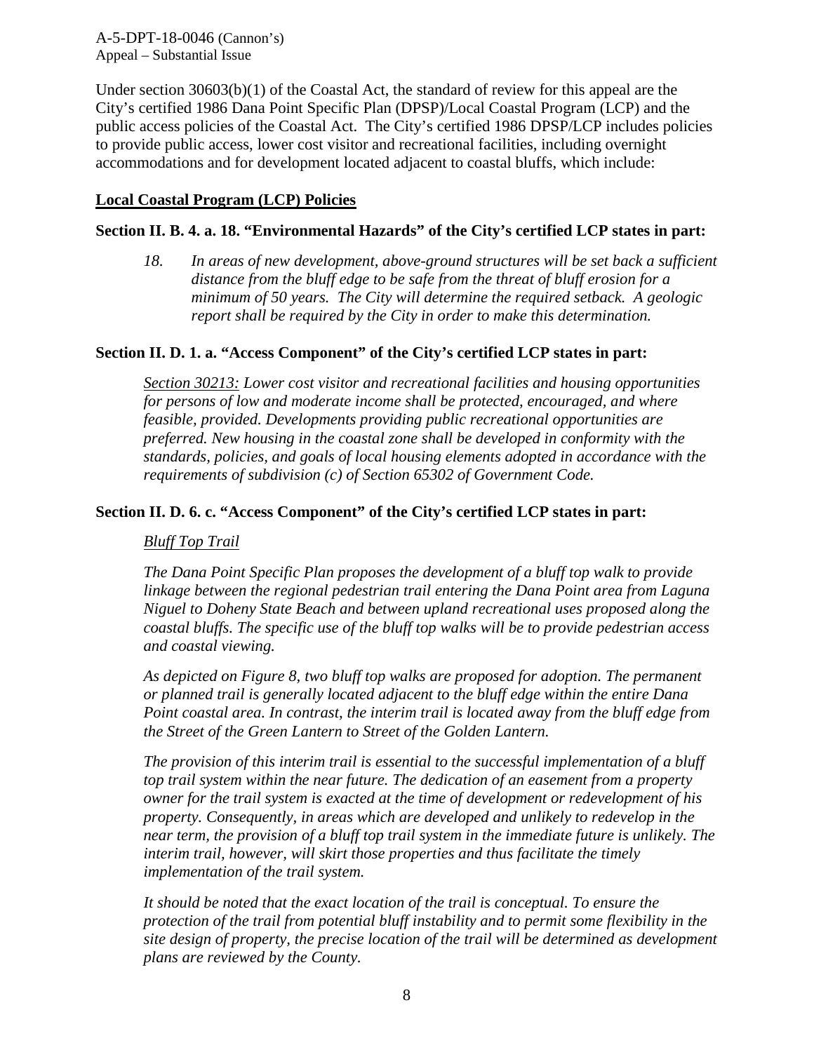Under section 30603(b)(1) of the Coastal Act, the standard of review for this appeal are the City's certified 1986 Dana Point Specific Plan (DPSP)/Local Coastal Program (LCP) and the public access policies of the Coastal Act. The City's certified 1986 DPSP/LCP includes policies to provide public access, lower cost visitor and recreational facilities, including overnight accommodations and for development located adjacent to coastal bluffs, which include:

## Local Coastal Program (LCP) Policies

### Section II. B. 4. a. 18. "Environmental Hazards" of the City's certified LCP states in part:

> *18. In areas of new development, above-ground structures will be set back a sufficient distance from the bluff edge to be safe from the threat of bluff erosion for a minimum of 50 years. The City will determine the required setback. A geologic report shall be required by the City in order to make this determination.*

### Section II. D. 1. a. "Access Component" of the City's certified LCP states in part:

> *Section 30213: Lower cost visitor and recreational facilities and housing opportunities for persons of low and moderate income shall be protected, encouraged, and where feasible, provided. Developments providing public recreational opportunities are preferred. New housing in the coastal zone shall be developed in conformity with the standards, policies, and goals of local housing elements adopted in accordance with the requirements of subdivision (c) of Section 65302 of Government Code.*

### Section II. D. 6. c. "Access Component" of the City's certified LCP states in part:

> *Bluff Top Trail*
>
> *The Dana Point Specific Plan proposes the development of a bluff top walk to provide linkage between the regional pedestrian trail entering the Dana Point area from Laguna Niguel to Doheny State Beach and between upland recreational uses proposed along the coastal bluffs. The specific use of the bluff top walks will be to provide pedestrian access and coastal viewing.*
>
> *As depicted on Figure 8, two bluff top walks are proposed for adoption. The permanent or planned trail is generally located adjacent to the bluff edge within the entire Dana Point coastal area. In contrast, the interim trail is located away from the bluff edge from the Street of the Green Lantern to Street of the Golden Lantern.*
>
> *The provision of this interim trail is essential to the successful implementation of a bluff top trail system within the near future. The dedication of an easement from a property owner for the trail system is exacted at the time of development or redevelopment of his property. Consequently, in areas which are developed and unlikely to redevelop in the near term, the provision of a bluff top trail system in the immediate future is unlikely. The interim trail, however, will skirt those properties and thus facilitate the timely implementation of the trail system.*
>
> *It should be noted that the exact location of the trail is conceptual. To ensure the protection of the trail from potential bluff instability and to permit some flexibility in the site design of property, the precise location of the trail will be determined as development plans are reviewed by the County.*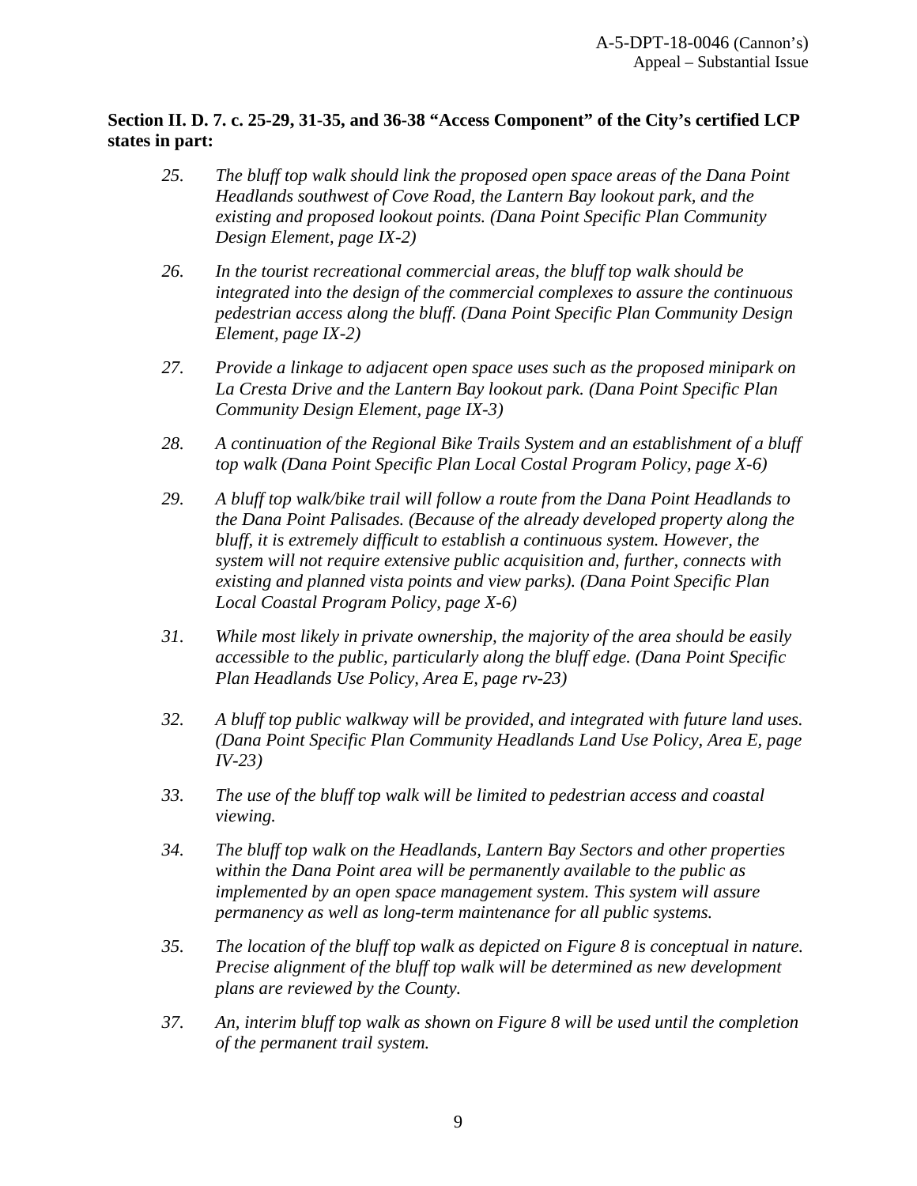**Section II. D. 7. c. 25-29, 31-35, and 36-38 "Access Component" of the City's certified LCP states in part:**

25. *The bluff top walk should link the proposed open space areas of the Dana Point Headlands southwest of Cove Road, the Lantern Bay lookout park, and the existing and proposed lookout points. (Dana Point Specific Plan Community Design Element, page IX-2)*

26. *In the tourist recreational commercial areas, the bluff top walk should be integrated into the design of the commercial complexes to assure the continuous pedestrian access along the bluff. (Dana Point Specific Plan Community Design Element, page IX-2)*

27. *Provide a linkage to adjacent open space uses such as the proposed minipark on La Cresta Drive and the Lantern Bay lookout park. (Dana Point Specific Plan Community Design Element, page IX-3)*

28. *A continuation of the Regional Bike Trails System and an establishment of a bluff top walk (Dana Point Specific Plan Local Costal Program Policy, page X-6)*

29. *A bluff top walk/bike trail will follow a route from the Dana Point Headlands to the Dana Point Palisades. (Because of the already developed property along the bluff, it is extremely difficult to establish a continuous system. However, the system will not require extensive public acquisition and, further, connects with existing and planned vista points and view parks). (Dana Point Specific Plan Local Coastal Program Policy, page X-6)*

31. *While most likely in private ownership, the majority of the area should be easily accessible to the public, particularly along the bluff edge. (Dana Point Specific Plan Headlands Use Policy, Area E, page rv-23)*

32. *A bluff top public walkway will be provided, and integrated with future land uses. (Dana Point Specific Plan Community Headlands Land Use Policy, Area E, page IV-23)*

33. *The use of the bluff top walk will be limited to pedestrian access and coastal viewing.*

34. *The bluff top walk on the Headlands, Lantern Bay Sectors and other properties within the Dana Point area will be permanently available to the public as implemented by an open space management system. This system will assure permanency as well as long-term maintenance for all public systems.*

35. *The location of the bluff top walk as depicted on Figure 8 is conceptual in nature. Precise alignment of the bluff top walk will be determined as new development plans are reviewed by the County.*

37. *An, interim bluff top walk as shown on Figure 8 will be used until the completion of the permanent trail system.*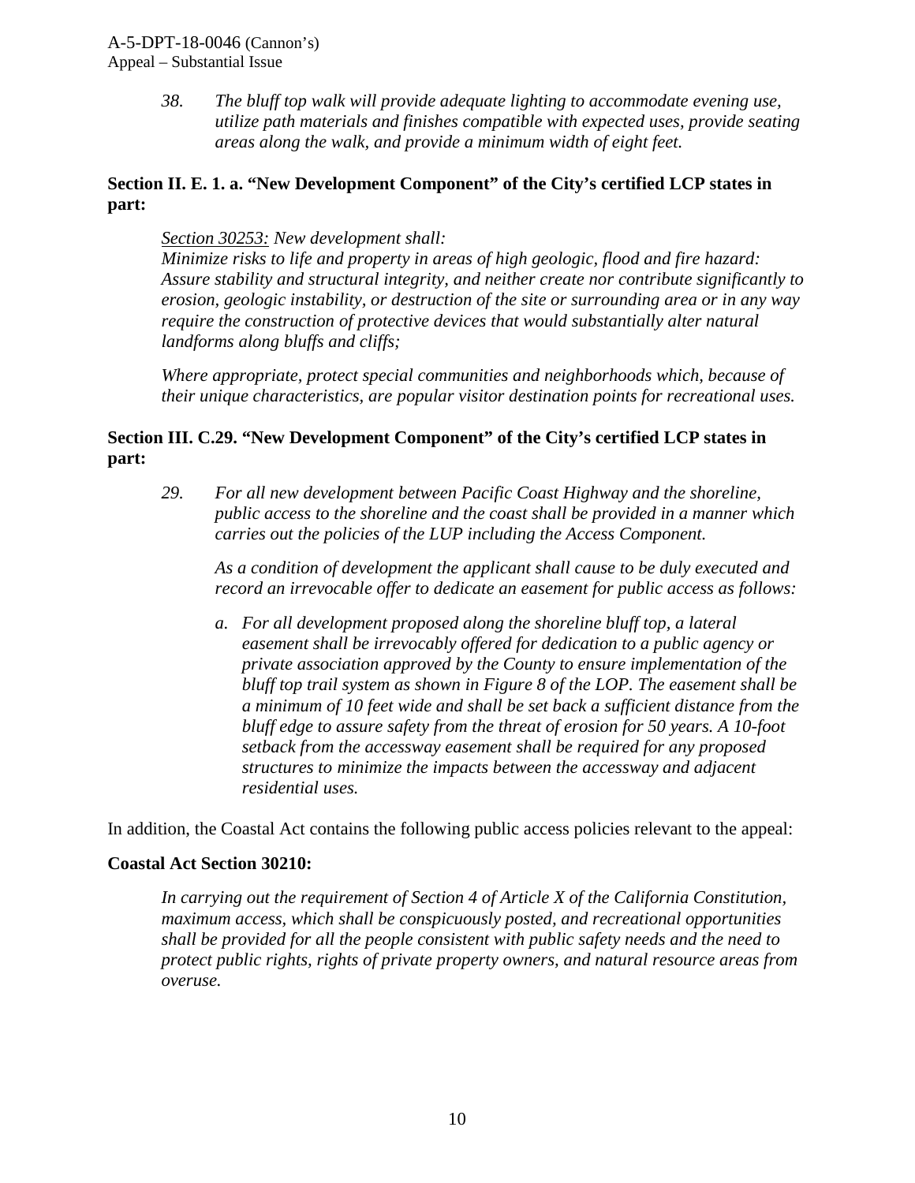38. *The bluff top walk will provide adequate lighting to accommodate evening use, utilize path materials and finishes compatible with expected uses, provide seating areas along the walk, and provide a minimum width of eight feet.*

**Section II. E. 1. a. "New Development Component" of the City's certified LCP states in part:**

*Section 30253: New development shall:*
*Minimize risks to life and property in areas of high geologic, flood and fire hazard: Assure stability and structural integrity, and neither create nor contribute significantly to erosion, geologic instability, or destruction of the site or surrounding area or in any way require the construction of protective devices that would substantially alter natural landforms along bluffs and cliffs;*

*Where appropriate, protect special communities and neighborhoods which, because of their unique characteristics, are popular visitor destination points for recreational uses.*

**Section III. C.29. "New Development Component" of the City's certified LCP states in part:**

29. *For all new development between Pacific Coast Highway and the shoreline, public access to the shoreline and the coast shall be provided in a manner which carries out the policies of the LUP including the Access Component.*

    *As a condition of development the applicant shall cause to be duly executed and record an irrevocable offer to dedicate an easement for public access as follows:*

    a. *For all development proposed along the shoreline bluff top, a lateral easement shall be irrevocably offered for dedication to a public agency or private association approved by the County to ensure implementation of the bluff top trail system as shown in Figure 8 of the LOP. The easement shall be a minimum of 10 feet wide and shall be set back a sufficient distance from the bluff edge to assure safety from the threat of erosion for 50 years. A 10-foot setback from the accessway easement shall be required for any proposed structures to minimize the impacts between the accessway and adjacent residential uses.*

In addition, the Coastal Act contains the following public access policies relevant to the appeal:

**Coastal Act Section 30210:**

*In carrying out the requirement of Section 4 of Article X of the California Constitution, maximum access, which shall be conspicuously posted, and recreational opportunities shall be provided for all the people consistent with public safety needs and the need to protect public rights, rights of private property owners, and natural resource areas from overuse.*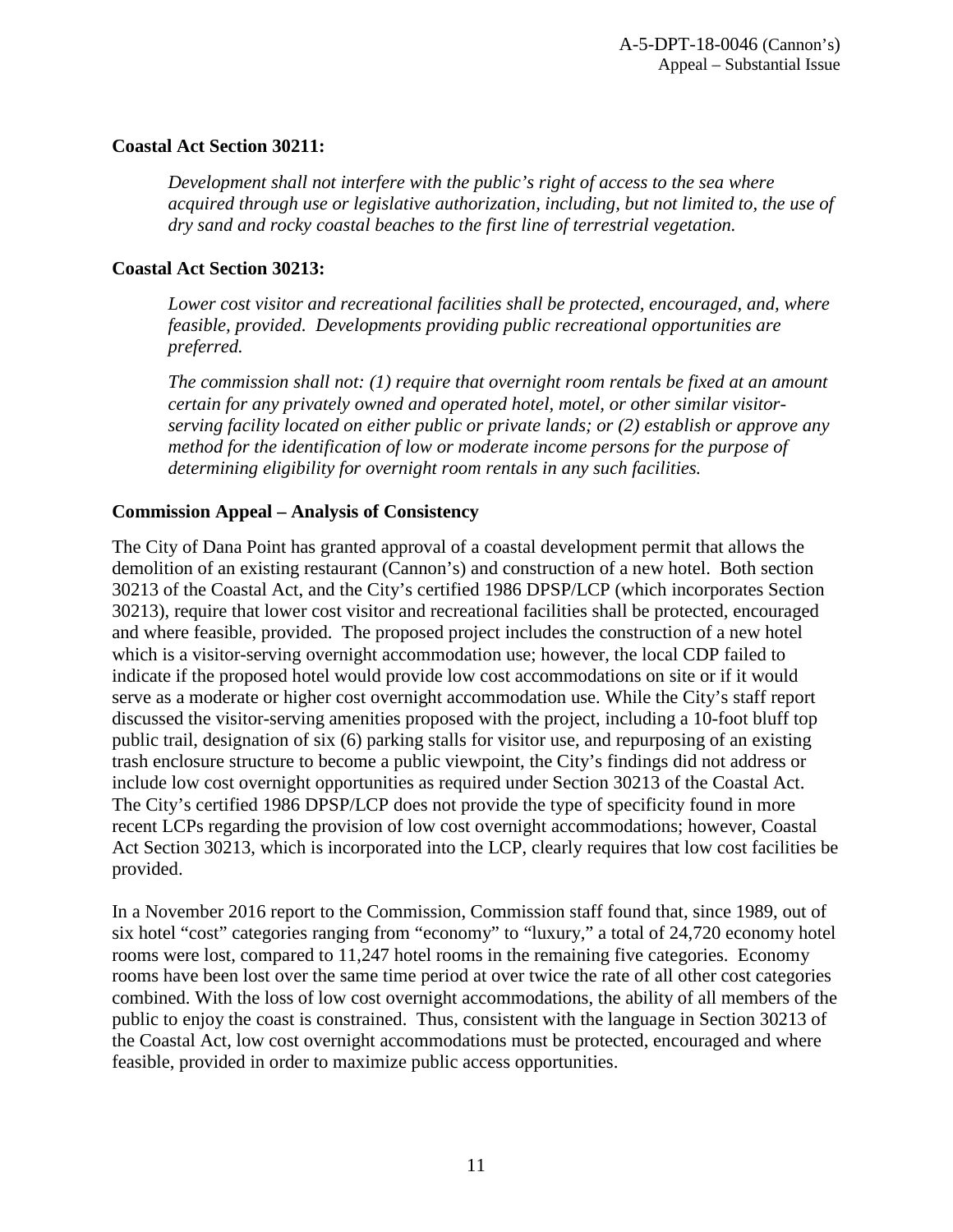**Coastal Act Section 30211:**

> *Development shall not interfere with the public's right of access to the sea where acquired through use or legislative authorization, including, but not limited to, the use of dry sand and rocky coastal beaches to the first line of terrestrial vegetation.*

**Coastal Act Section 30213:**

> *Lower cost visitor and recreational facilities shall be protected, encouraged, and, where feasible, provided. Developments providing public recreational opportunities are preferred.*
>
> *The commission shall not: (1) require that overnight room rentals be fixed at an amount certain for any privately owned and operated hotel, motel, or other similar visitor-serving facility located on either public or private lands; or (2) establish or approve any method for the identification of low or moderate income persons for the purpose of determining eligibility for overnight room rentals in any such facilities.*

**Commission Appeal – Analysis of Consistency**

The City of Dana Point has granted approval of a coastal development permit that allows the demolition of an existing restaurant (Cannon's) and construction of a new hotel. Both section 30213 of the Coastal Act, and the City's certified 1986 DPSP/LCP (which incorporates Section 30213), require that lower cost visitor and recreational facilities shall be protected, encouraged and where feasible, provided. The proposed project includes the construction of a new hotel which is a visitor-serving overnight accommodation use; however, the local CDP failed to indicate if the proposed hotel would provide low cost accommodations on site or if it would serve as a moderate or higher cost overnight accommodation use. While the City's staff report discussed the visitor-serving amenities proposed with the project, including a 10-foot bluff top public trail, designation of six (6) parking stalls for visitor use, and repurposing of an existing trash enclosure structure to become a public viewpoint, the City's findings did not address or include low cost overnight opportunities as required under Section 30213 of the Coastal Act. The City's certified 1986 DPSP/LCP does not provide the type of specificity found in more recent LCPs regarding the provision of low cost overnight accommodations; however, Coastal Act Section 30213, which is incorporated into the LCP, clearly requires that low cost facilities be provided.

In a November 2016 report to the Commission, Commission staff found that, since 1989, out of six hotel "cost" categories ranging from "economy" to "luxury," a total of 24,720 economy hotel rooms were lost, compared to 11,247 hotel rooms in the remaining five categories. Economy rooms have been lost over the same time period at over twice the rate of all other cost categories combined. With the loss of low cost overnight accommodations, the ability of all members of the public to enjoy the coast is constrained. Thus, consistent with the language in Section 30213 of the Coastal Act, low cost overnight accommodations must be protected, encouraged and where feasible, provided in order to maximize public access opportunities.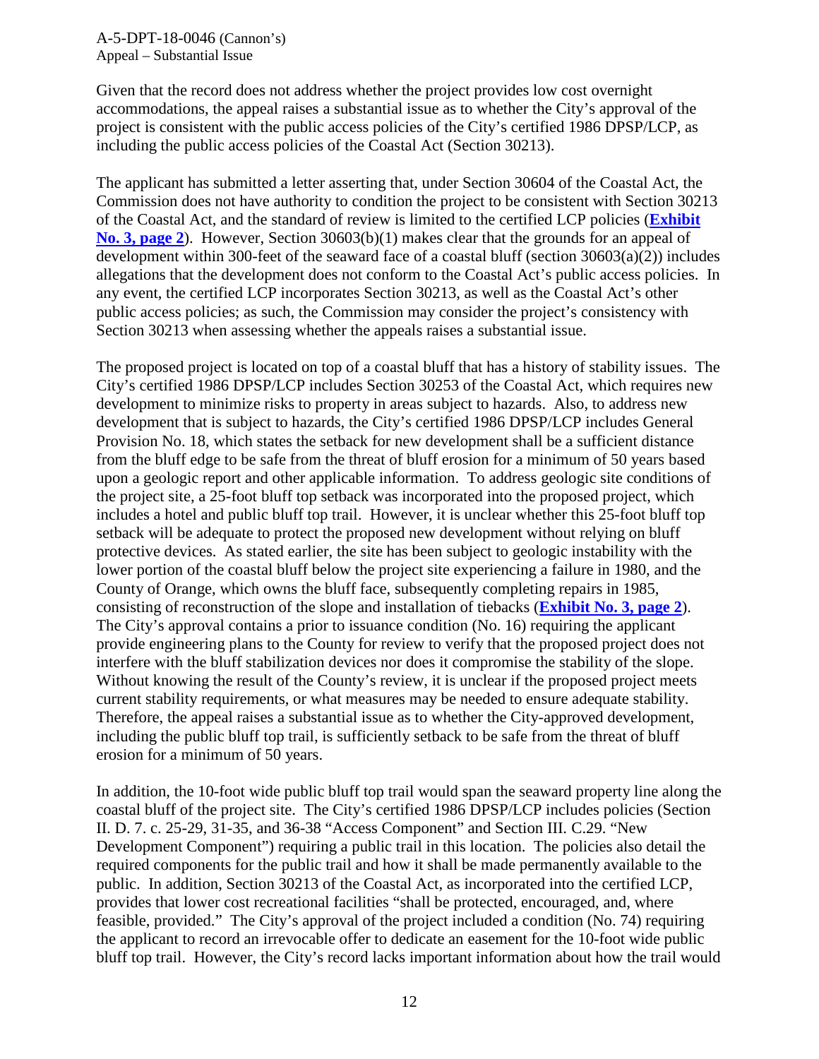Given that the record does not address whether the project provides low cost overnight accommodations, the appeal raises a substantial issue as to whether the City's approval of the project is consistent with the public access policies of the City's certified 1986 DPSP/LCP, as including the public access policies of the Coastal Act (Section 30213).

The applicant has submitted a letter asserting that, under Section 30604 of the Coastal Act, the Commission does not have authority to condition the project to be consistent with Section 30213 of the Coastal Act, and the standard of review is limited to the certified LCP policies (**Exhibit No. 3, page 2**). However, Section 30603(b)(1) makes clear that the grounds for an appeal of development within 300-feet of the seaward face of a coastal bluff (section 30603(a)(2)) includes allegations that the development does not conform to the Coastal Act's public access policies. In any event, the certified LCP incorporates Section 30213, as well as the Coastal Act's other public access policies; as such, the Commission may consider the project's consistency with Section 30213 when assessing whether the appeals raises a substantial issue.

The proposed project is located on top of a coastal bluff that has a history of stability issues. The City's certified 1986 DPSP/LCP includes Section 30253 of the Coastal Act, which requires new development to minimize risks to property in areas subject to hazards. Also, to address new development that is subject to hazards, the City's certified 1986 DPSP/LCP includes General Provision No. 18, which states the setback for new development shall be a sufficient distance from the bluff edge to be safe from the threat of bluff erosion for a minimum of 50 years based upon a geologic report and other applicable information. To address geologic site conditions of the project site, a 25-foot bluff top setback was incorporated into the proposed project, which includes a hotel and public bluff top trail. However, it is unclear whether this 25-foot bluff top setback will be adequate to protect the proposed new development without relying on bluff protective devices. As stated earlier, the site has been subject to geologic instability with the lower portion of the coastal bluff below the project site experiencing a failure in 1980, and the County of Orange, which owns the bluff face, subsequently completing repairs in 1985, consisting of reconstruction of the slope and installation of tiebacks (**Exhibit No. 3, page 2**). The City's approval contains a prior to issuance condition (No. 16) requiring the applicant provide engineering plans to the County for review to verify that the proposed project does not interfere with the bluff stabilization devices nor does it compromise the stability of the slope. Without knowing the result of the County's review, it is unclear if the proposed project meets current stability requirements, or what measures may be needed to ensure adequate stability. Therefore, the appeal raises a substantial issue as to whether the City-approved development, including the public bluff top trail, is sufficiently setback to be safe from the threat of bluff erosion for a minimum of 50 years.

In addition, the 10-foot wide public bluff top trail would span the seaward property line along the coastal bluff of the project site. The City's certified 1986 DPSP/LCP includes policies (Section II. D. 7. c. 25-29, 31-35, and 36-38 "Access Component" and Section III. C.29. "New Development Component") requiring a public trail in this location. The policies also detail the required components for the public trail and how it shall be made permanently available to the public. In addition, Section 30213 of the Coastal Act, as incorporated into the certified LCP, provides that lower cost recreational facilities "shall be protected, encouraged, and, where feasible, provided." The City's approval of the project included a condition (No. 74) requiring the applicant to record an irrevocable offer to dedicate an easement for the 10-foot wide public bluff top trail. However, the City's record lacks important information about how the trail would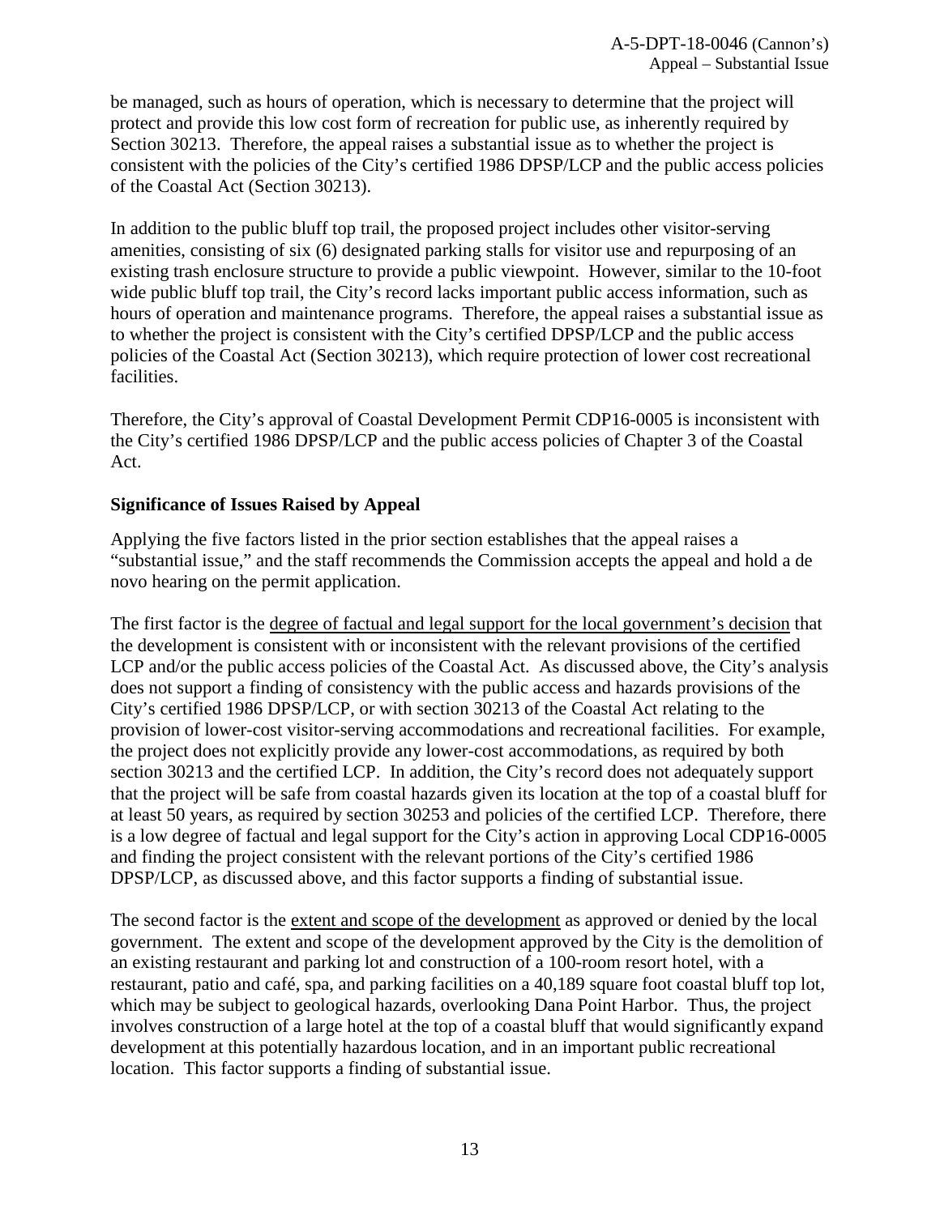be managed, such as hours of operation, which is necessary to determine that the project will protect and provide this low cost form of recreation for public use, as inherently required by Section 30213. Therefore, the appeal raises a substantial issue as to whether the project is consistent with the policies of the City's certified 1986 DPSP/LCP and the public access policies of the Coastal Act (Section 30213).

In addition to the public bluff top trail, the proposed project includes other visitor-serving amenities, consisting of six (6) designated parking stalls for visitor use and repurposing of an existing trash enclosure structure to provide a public viewpoint. However, similar to the 10-foot wide public bluff top trail, the City's record lacks important public access information, such as hours of operation and maintenance programs. Therefore, the appeal raises a substantial issue as to whether the project is consistent with the City's certified DPSP/LCP and the public access policies of the Coastal Act (Section 30213), which require protection of lower cost recreational facilities.

Therefore, the City's approval of Coastal Development Permit CDP16-0005 is inconsistent with the City's certified 1986 DPSP/LCP and the public access policies of Chapter 3 of the Coastal Act.

**Significance of Issues Raised by Appeal**

Applying the five factors listed in the prior section establishes that the appeal raises a "substantial issue," and the staff recommends the Commission accepts the appeal and hold a de novo hearing on the permit application.

The first factor is the degree of factual and legal support for the local government's decision that the development is consistent with or inconsistent with the relevant provisions of the certified LCP and/or the public access policies of the Coastal Act. As discussed above, the City's analysis does not support a finding of consistency with the public access and hazards provisions of the City's certified 1986 DPSP/LCP, or with section 30213 of the Coastal Act relating to the provision of lower-cost visitor-serving accommodations and recreational facilities. For example, the project does not explicitly provide any lower-cost accommodations, as required by both section 30213 and the certified LCP. In addition, the City's record does not adequately support that the project will be safe from coastal hazards given its location at the top of a coastal bluff for at least 50 years, as required by section 30253 and policies of the certified LCP. Therefore, there is a low degree of factual and legal support for the City's action in approving Local CDP16-0005 and finding the project consistent with the relevant portions of the City's certified 1986 DPSP/LCP, as discussed above, and this factor supports a finding of substantial issue.

The second factor is the extent and scope of the development as approved or denied by the local government. The extent and scope of the development approved by the City is the demolition of an existing restaurant and parking lot and construction of a 100-room resort hotel, with a restaurant, patio and café, spa, and parking facilities on a 40,189 square foot coastal bluff top lot, which may be subject to geological hazards, overlooking Dana Point Harbor. Thus, the project involves construction of a large hotel at the top of a coastal bluff that would significantly expand development at this potentially hazardous location, and in an important public recreational location. This factor supports a finding of substantial issue.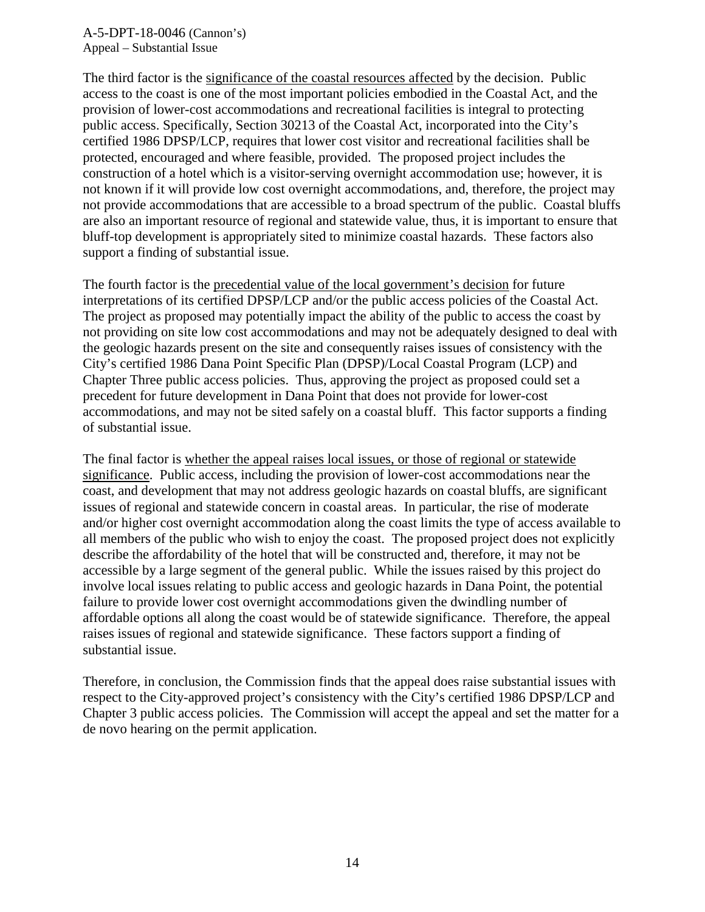The third factor is the significance of the coastal resources affected by the decision. Public access to the coast is one of the most important policies embodied in the Coastal Act, and the provision of lower-cost accommodations and recreational facilities is integral to protecting public access. Specifically, Section 30213 of the Coastal Act, incorporated into the City's certified 1986 DPSP/LCP, requires that lower cost visitor and recreational facilities shall be protected, encouraged and where feasible, provided. The proposed project includes the construction of a hotel which is a visitor-serving overnight accommodation use; however, it is not known if it will provide low cost overnight accommodations, and, therefore, the project may not provide accommodations that are accessible to a broad spectrum of the public. Coastal bluffs are also an important resource of regional and statewide value, thus, it is important to ensure that bluff-top development is appropriately sited to minimize coastal hazards. These factors also support a finding of substantial issue.

The fourth factor is the precedential value of the local government's decision for future interpretations of its certified DPSP/LCP and/or the public access policies of the Coastal Act. The project as proposed may potentially impact the ability of the public to access the coast by not providing on site low cost accommodations and may not be adequately designed to deal with the geologic hazards present on the site and consequently raises issues of consistency with the City's certified 1986 Dana Point Specific Plan (DPSP)/Local Coastal Program (LCP) and Chapter Three public access policies. Thus, approving the project as proposed could set a precedent for future development in Dana Point that does not provide for lower-cost accommodations, and may not be sited safely on a coastal bluff. This factor supports a finding of substantial issue.

The final factor is whether the appeal raises local issues, or those of regional or statewide significance. Public access, including the provision of lower-cost accommodations near the coast, and development that may not address geologic hazards on coastal bluffs, are significant issues of regional and statewide concern in coastal areas. In particular, the rise of moderate and/or higher cost overnight accommodation along the coast limits the type of access available to all members of the public who wish to enjoy the coast. The proposed project does not explicitly describe the affordability of the hotel that will be constructed and, therefore, it may not be accessible by a large segment of the general public. While the issues raised by this project do involve local issues relating to public access and geologic hazards in Dana Point, the potential failure to provide lower cost overnight accommodations given the dwindling number of affordable options all along the coast would be of statewide significance. Therefore, the appeal raises issues of regional and statewide significance. These factors support a finding of substantial issue.

Therefore, in conclusion, the Commission finds that the appeal does raise substantial issues with respect to the City-approved project's consistency with the City's certified 1986 DPSP/LCP and Chapter 3 public access policies. The Commission will accept the appeal and set the matter for a de novo hearing on the permit application.